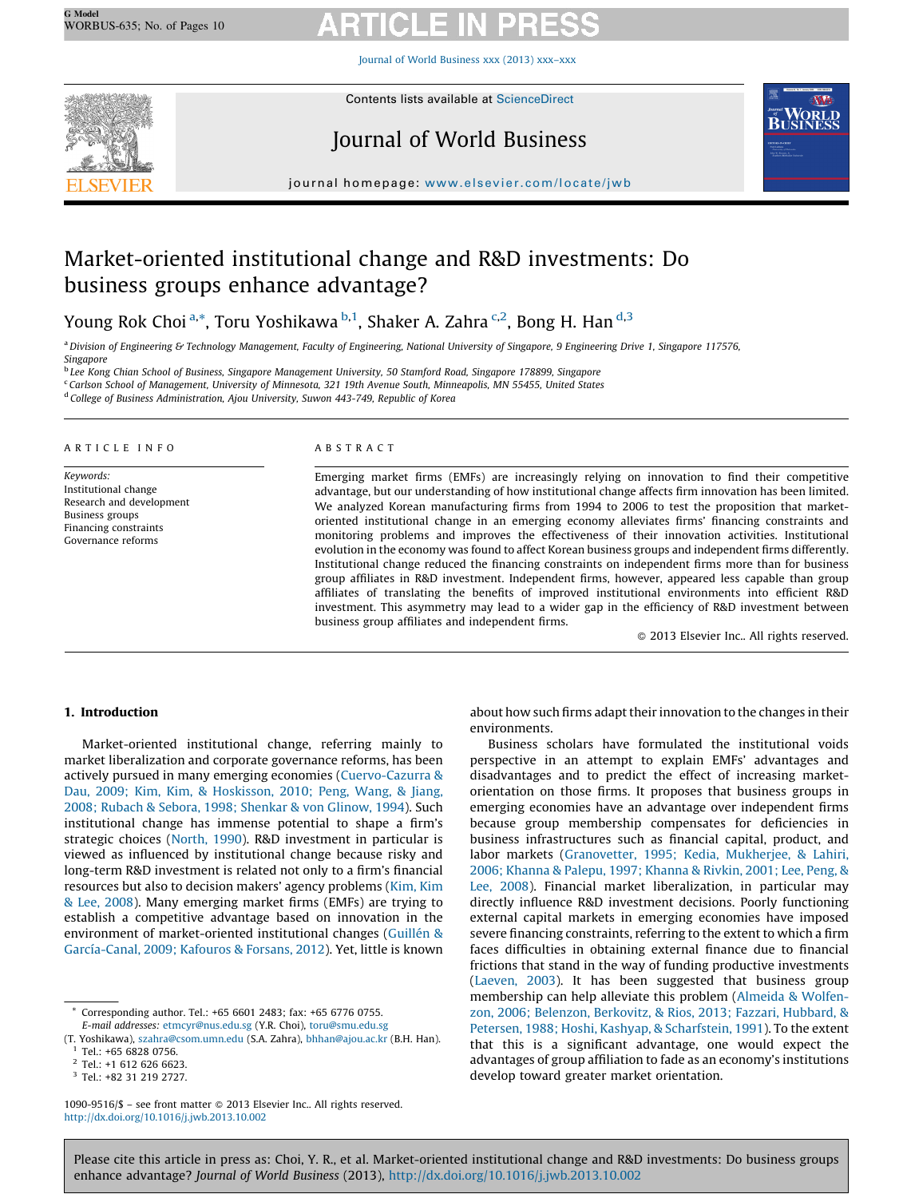# Market-oriented institutional change and R&D investments: Do business groups enhance advantage?

Young Rok Choi [a,*], Toru Yoshikawa [b,1], Shaker A. Zahra [c,2], Bong H. Han [d,3]

[a] Division of Engineering & Technology Management, Faculty of Engineering, National University of Singapore, 9 Engineering Drive 1, Singapore 117576, Singapore
[b] Lee Kong Chian School of Business, Singapore Management University, 50 Stamford Road, Singapore 178899, Singapore
[c] Carlson School of Management, University of Minnesota, 321 19th Avenue South, Minneapolis, MN 55455, United States
[d] College of Business Administration, Ajou University, Suwon 443-749, Republic of Korea

## ARTICLE INFO

*Keywords:*
Institutional change
Research and development
Business groups
Financing constraints
Governance reforms

## ABSTRACT

Emerging market firms (EMFs) are increasingly relying on innovation to find their competitive advantage, but our understanding of how institutional change affects firm innovation has been limited. We analyzed Korean manufacturing firms from 1994 to 2006 to test the proposition that market-oriented institutional change in an emerging economy alleviates firms' financing constraints and monitoring problems and improves the effectiveness of their innovation activities. Institutional evolution in the economy was found to affect Korean business groups and independent firms differently. Institutional change reduced the financing constraints on independent firms more than for business group affiliates in R&D investment. Independent firms, however, appeared less capable than group affiliates of translating the benefits of improved institutional environments into efficient R&D investment. This asymmetry may lead to a wider gap in the efficiency of R&D investment between business group affiliates and independent firms.

© 2013 Elsevier Inc.. All rights reserved.

## 1. Introduction

Market-oriented institutional change, referring mainly to market liberalization and corporate governance reforms, has been actively pursued in many emerging economies (Cuervo-Cazurra & Dau, 2009; Kim, Kim, & Hoskisson, 2010; Peng, Wang, & Jiang, 2008; Rubach & Sebora, 1998; Shenkar & von Glinow, 1994). Such institutional change has immense potential to shape a firm's strategic choices (North, 1990). R&D investment in particular is viewed as influenced by institutional change because risky and long-term R&D investment is related not only to a firm's financial resources but also to decision makers' agency problems (Kim, Kim & Lee, 2008). Many emerging market firms (EMFs) are trying to establish a competitive advantage based on innovation in the environment of market-oriented institutional changes (Guillén & García-Canal, 2009; Kafouros & Forsans, 2012). Yet, little is known about how such firms adapt their innovation to the changes in their environments.

Business scholars have formulated the institutional voids perspective in an attempt to explain EMFs' advantages and disadvantages and to predict the effect of increasing market-orientation on those firms. It proposes that business groups in emerging economies have an advantage over independent firms because group membership compensates for deficiencies in business infrastructures such as financial capital, product, and labor markets (Granovetter, 1995; Kedia, Mukherjee, & Lahiri, 2006; Khanna & Palepu, 1997; Khanna & Rivkin, 2001; Lee, Peng, & Lee, 2008). Financial market liberalization, in particular may directly influence R&D investment decisions. Poorly functioning external capital markets in emerging economies have imposed severe financing constraints, referring to the extent to which a firm faces difficulties in obtaining external finance due to financial frictions that stand in the way of funding productive investments (Laeven, 2003). It has been suggested that business group membership can help alleviate this problem (Almeida & Wolfenzon, 2006; Belenzon, Berkovitz, & Rios, 2013; Fazzari, Hubbard, & Petersen, 1988; Hoshi, Kashyap, & Scharfstein, 1991). To the extent that this is a significant advantage, one would expect the advantages of group affiliation to fade as an economy's institutions develop toward greater market orientation.

---

[*] Corresponding author. Tel.: +65 6601 2483; fax: +65 6776 0755.
*E-mail addresses:* etmcyr@nus.edu.sg (Y.R. Choi), toru@smu.edu.sg (T. Yoshikawa), szahra@csom.umn.edu (S.A. Zahra), bhhan@ajou.ac.kr (B.H. Han).
[1] Tel.: +65 6828 0756.
[2] Tel.: +1 612 626 6623.
[3] Tel.: +82 31 219 2727.

1090-9516/$ – see front matter © 2013 Elsevier Inc. All rights reserved.
http://dx.doi.org/10.1016/j.jwb.2013.10.002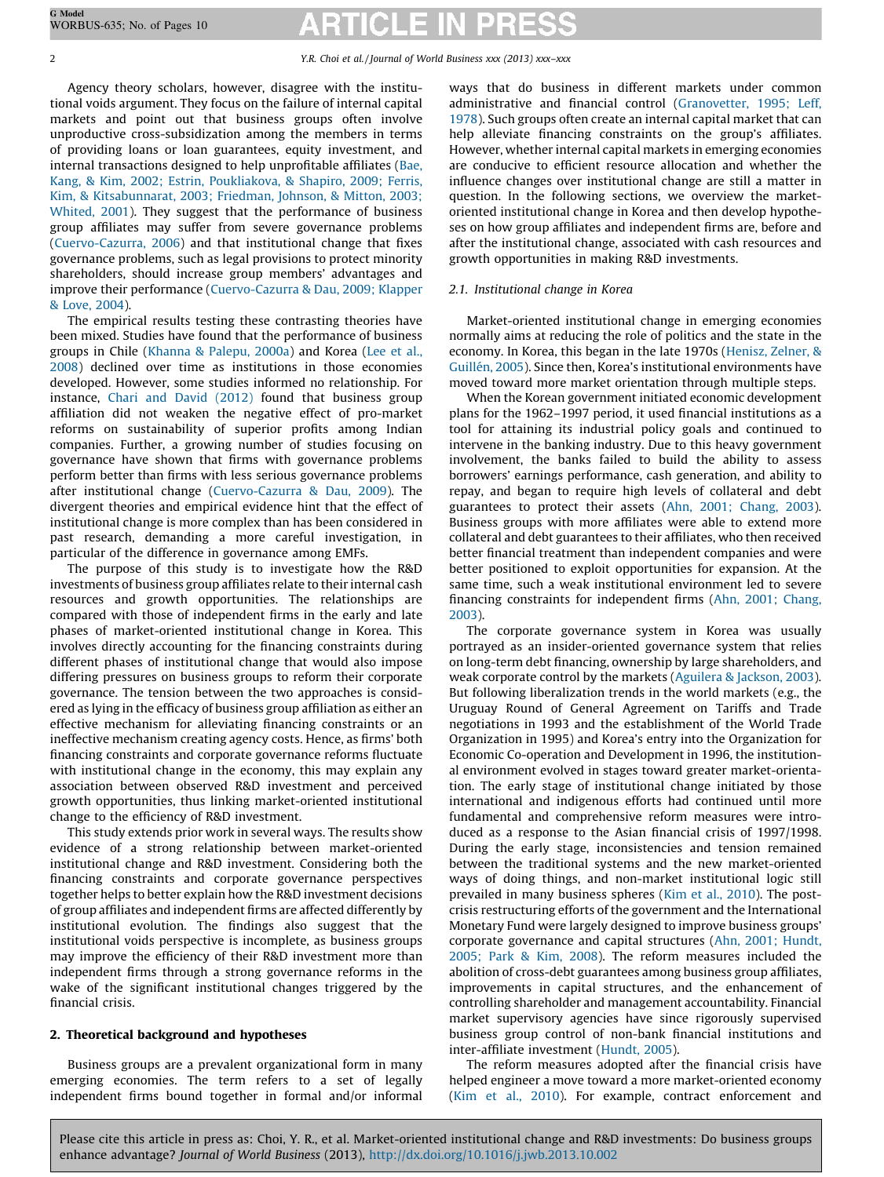Agency theory scholars, however, disagree with the institutional voids argument. They focus on the failure of internal capital markets and point out that business groups often involve unproductive cross-subsidization among the members in terms of providing loans or loan guarantees, equity investment, and internal transactions designed to help unprofitable affiliates (Bae, Kang, & Kim, 2002; Estrin, Poukliakova, & Shapiro, 2009; Ferris, Kim, & Kitsabunnarat, 2003; Friedman, Johnson, & Mitton, 2003; Whited, 2001). They suggest that the performance of business group affiliates may suffer from severe governance problems (Cuervo-Cazurra, 2006) and that institutional change that fixes governance problems, such as legal provisions to protect minority shareholders, should increase group members' advantages and improve their performance (Cuervo-Cazurra & Dau, 2009; Klapper & Love, 2004).

The empirical results testing these contrasting theories have been mixed. Studies have found that the performance of business groups in Chile (Khanna & Palepu, 2000a) and Korea (Lee et al., 2008) declined over time as institutions in those economies developed. However, some studies informed no relationship. For instance, Chari and David (2012) found that business group affiliation did not weaken the negative effect of pro-market reforms on sustainability of superior profits among Indian companies. Further, a growing number of studies focusing on governance have shown that firms with governance problems perform better than firms with less serious governance problems after institutional change (Cuervo-Cazurra & Dau, 2009). The divergent theories and empirical evidence hint that the effect of institutional change is more complex than has been considered in past research, demanding a more careful investigation, in particular of the difference in governance among EMFs.

The purpose of this study is to investigate how the R&D investments of business group affiliates relate to their internal cash resources and growth opportunities. The relationships are compared with those of independent firms in the early and late phases of market-oriented institutional change in Korea. This involves directly accounting for the financing constraints during different phases of institutional change that would also impose differing pressures on business groups to reform their corporate governance. The tension between the two approaches is considered as lying in the efficacy of business group affiliation as either an effective mechanism for alleviating financing constraints or an ineffective mechanism creating agency costs. Hence, as firms' both financing constraints and corporate governance reforms fluctuate with institutional change in the economy, this may explain any association between observed R&D investment and perceived growth opportunities, thus linking market-oriented institutional change to the efficiency of R&D investment.

This study extends prior work in several ways. The results show evidence of a strong relationship between market-oriented institutional change and R&D investment. Considering both the financing constraints and corporate governance perspectives together helps to better explain how the R&D investment decisions of group affiliates and independent firms are affected differently by institutional evolution. The findings also suggest that the institutional voids perspective is incomplete, as business groups may improve the efficiency of their R&D investment more than independent firms through a strong governance reforms in the wake of the significant institutional changes triggered by the financial crisis.

## 2. Theoretical background and hypotheses

Business groups are a prevalent organizational form in many emerging economies. The term refers to a set of legally independent firms bound together in formal and/or informal ways that do business in different markets under common administrative and financial control (Granovetter, 1995; Leff, 1978). Such groups often create an internal capital market that can help alleviate financing constraints on the group's affiliates. However, whether internal capital markets in emerging economies are conducive to efficient resource allocation and whether the influence changes over institutional change are still a matter in question. In the following sections, we overview the market-oriented institutional change in Korea and then develop hypotheses on how group affiliates and independent firms are, before and after the institutional change, associated with cash resources and growth opportunities in making R&D investments.

### 2.1. Institutional change in Korea

Market-oriented institutional change in emerging economies normally aims at reducing the role of politics and the state in the economy. In Korea, this began in the late 1970s (Henisz, Zelner, & Guillén, 2005). Since then, Korea's institutional environments have moved toward more market orientation through multiple steps.

When the Korean government initiated economic development plans for the 1962–1997 period, it used financial institutions as a tool for attaining its industrial policy goals and continued to intervene in the banking industry. Due to this heavy government involvement, the banks failed to build the ability to assess borrowers' earnings performance, cash generation, and ability to repay, and began to require high levels of collateral and debt guarantees to protect their assets (Ahn, 2001; Chang, 2003). Business groups with more affiliates were able to extend more collateral and debt guarantees to their affiliates, who then received better financial treatment than independent companies and were better positioned to exploit opportunities for expansion. At the same time, such a weak institutional environment led to severe financing constraints for independent firms (Ahn, 2001; Chang, 2003).

The corporate governance system in Korea was usually portrayed as an insider-oriented governance system that relies on long-term debt financing, ownership by large shareholders, and weak corporate control by the markets (Aguilera & Jackson, 2003). But following liberalization trends in the world markets (e.g., the Uruguay Round of General Agreement on Tariffs and Trade negotiations in 1993 and the establishment of the World Trade Organization in 1995) and Korea's entry into the Organization for Economic Co-operation and Development in 1996, the institutional environment evolved in stages toward greater market-orientation. The early stage of institutional change initiated by those international and indigenous efforts had continued until more fundamental and comprehensive reform measures were introduced as a response to the Asian financial crisis of 1997/1998. During the early stage, inconsistencies and tension remained between the traditional systems and the new market-oriented ways of doing things, and non-market institutional logic still prevailed in many business spheres (Kim et al., 2010). The post-crisis restructuring efforts of the government and the International Monetary Fund were largely designed to improve business groups' corporate governance and capital structures (Ahn, 2001; Hundt, 2005; Park & Kim, 2008). The reform measures included the abolition of cross-debt guarantees among business group affiliates, improvements in capital structures, and the enhancement of controlling shareholder and management accountability. Financial market supervisory agencies have since rigorously supervised business group control of non-bank financial institutions and inter-affiliate investment (Hundt, 2005).

The reform measures adopted after the financial crisis have helped engineer a move toward a more market-oriented economy (Kim et al., 2010). For example, contract enforcement and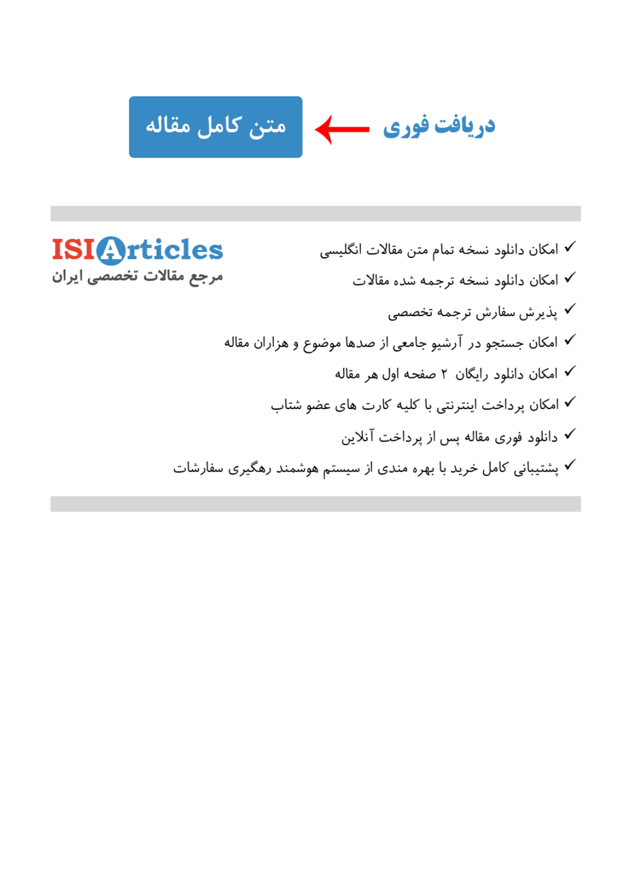دریافت فوری ← متن کامل مقاله

ISIArticles
مرجع مقالات تخصصی ایران

- ✓ امکان دانلود نسخه تمام متن مقالات انگلیسی
- ✓ امکان دانلود نسخه ترجمه شده مقالات
- ✓ پذیرش سفارش ترجمه تخصصی
- ✓ امکان جستجو در آرشیو جامعی از صدها موضوع و هزاران مقاله
- ✓ امکان دانلود رایگان ۲ صفحه اول هر مقاله
- ✓ امکان پرداخت اینترنتی با کلیه کارت های عضو شتاب
- ✓ دانلود فوری مقاله پس از پرداخت آنلاین
- ✓ پشتیبانی کامل خرید با بهره مندی از سیستم هوشمند رهگیری سفارشات